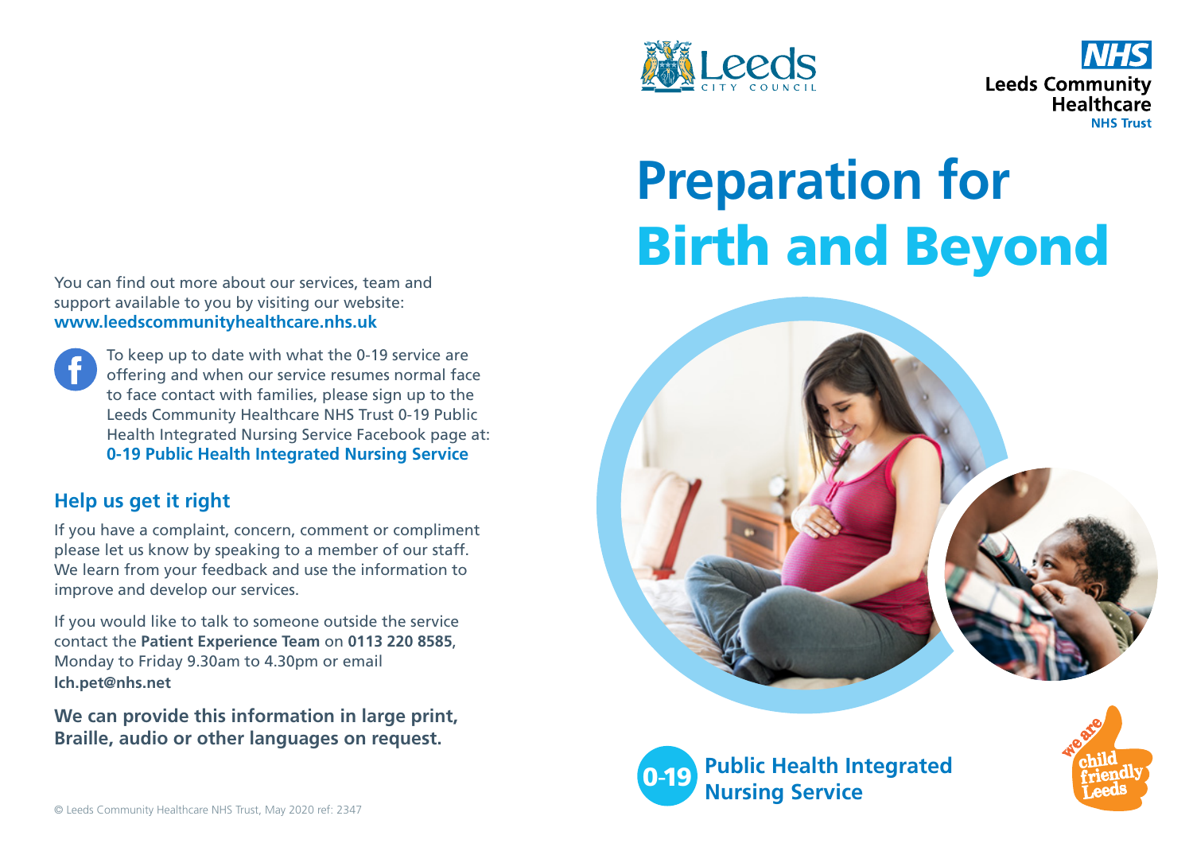# Preparation for Birth and Beyond

Leeds City Council

NHS Leeds Community Healthcare NHS Trust

0-19 Public Health Integrated Nursing Service

We are child friendly Leeds

You can find out more about our services, team and support available to you by visiting our website: **www.leedscommunityhealthcare.nhs.uk**

To keep up to date with what the 0-19 service are offering and when our service resumes normal face to face contact with families, please sign up to the Leeds Community Healthcare NHS Trust 0-19 Public Health Integrated Nursing Service Facebook page at: **0-19 Public Health Integrated Nursing Service**

## Help us get it right

If you have a complaint, concern, comment or compliment please let us know by speaking to a member of our staff. We learn from your feedback and use the information to improve and develop our services.

If you would like to talk to someone outside the service contact the **Patient Experience Team** on **0113 220 8585**, Monday to Friday 9.30am to 4.30pm or email **lch.pet@nhs.net**

**We can provide this information in large print, Braille, audio or other languages on request.**

© Leeds Community Healthcare NHS Trust, May 2020 ref: 2347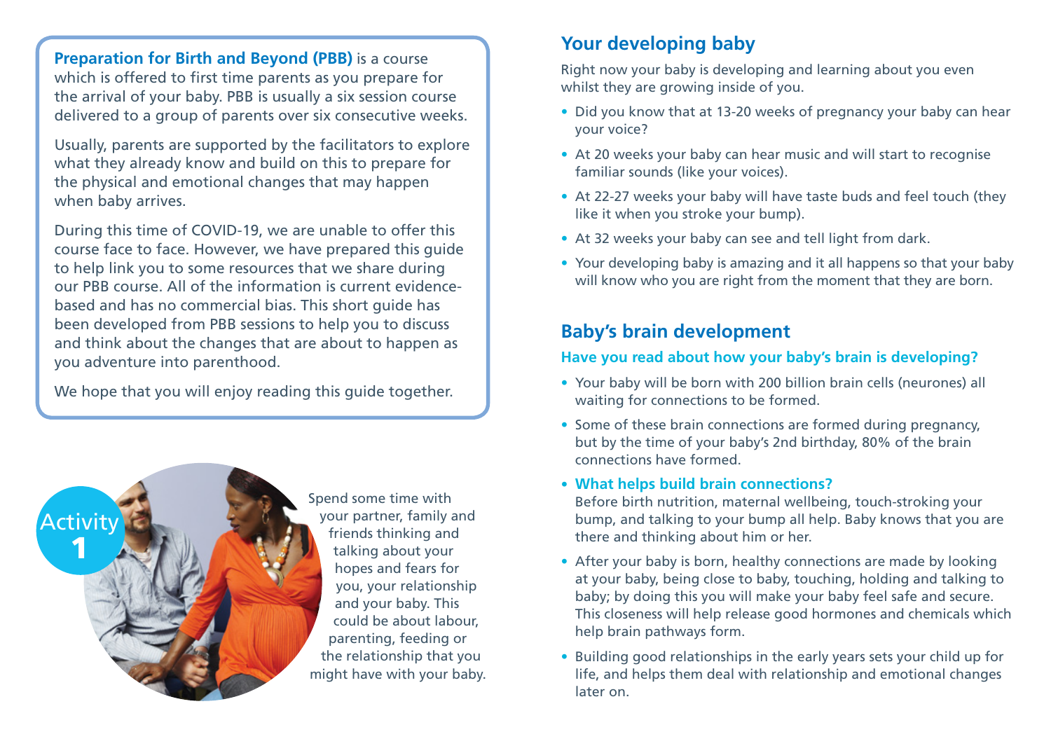**Preparation for Birth and Beyond (PBB)** is a course which is offered to first time parents as you prepare for the arrival of your baby. PBB is usually a six session course delivered to a group of parents over six consecutive weeks.

Usually, parents are supported by the facilitators to explore what they already know and build on this to prepare for the physical and emotional changes that may happen when baby arrives.

During this time of COVID-19, we are unable to offer this course face to face. However, we have prepared this guide to help link you to some resources that we share during our PBB course. All of the information is current evidence-based and has no commercial bias. This short guide has been developed from PBB sessions to help you to discuss and think about the changes that are about to happen as you adventure into parenthood.

We hope that you will enjoy reading this guide together.

**Activity 1**

Spend some time with your partner, family and friends thinking and talking about your hopes and fears for you, your relationship and your baby. This could be about labour, parenting, feeding or the relationship that you might have with your baby.

## Your developing baby

Right now your baby is developing and learning about you even whilst they are growing inside of you.

- Did you know that at 13-20 weeks of pregnancy your baby can hear your voice?
- At 20 weeks your baby can hear music and will start to recognise familiar sounds (like your voices).
- At 22-27 weeks your baby will have taste buds and feel touch (they like it when you stroke your bump).
- At 32 weeks your baby can see and tell light from dark.
- Your developing baby is amazing and it all happens so that your baby will know who you are right from the moment that they are born.

## Baby's brain development

### Have you read about how your baby's brain is developing?

- Your baby will be born with 200 billion brain cells (neurones) all waiting for connections to be formed.
- Some of these brain connections are formed during pregnancy, but by the time of your baby's 2nd birthday, 80% of the brain connections have formed.
- **What helps build brain connections?**
  Before birth nutrition, maternal wellbeing, touch-stroking your bump, and talking to your bump all help. Baby knows that you are there and thinking about him or her.
- After your baby is born, healthy connections are made by looking at your baby, being close to baby, touching, holding and talking to baby; by doing this you will make your baby feel safe and secure. This closeness will help release good hormones and chemicals which help brain pathways form.
- Building good relationships in the early years sets your child up for life, and helps them deal with relationship and emotional changes later on.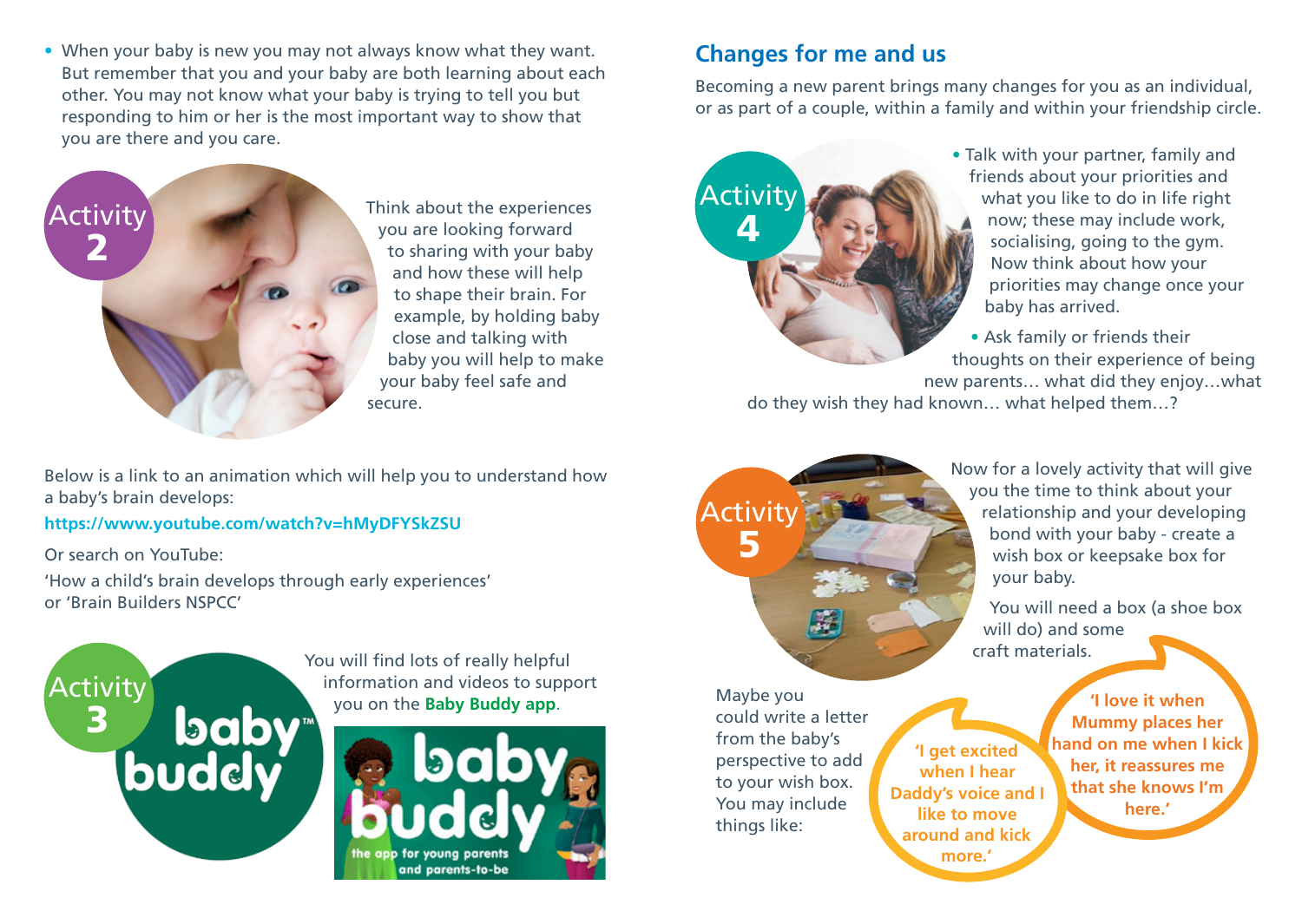- When your baby is new you may not always know what they want. But remember that you and your baby are both learning about each other. You may not know what your baby is trying to tell you but responding to him or her is the most important way to show that you are there and you care.

**Activity 2**

Think about the experiences you are looking forward to sharing with your baby and how these will help to shape their brain. For example, by holding baby close and talking with baby you will help to make your baby feel safe and secure.

Below is a link to an animation which will help you to understand how a baby's brain develops:

**https://www.youtube.com/watch?v=hMyDFYSkZSU**

Or search on YouTube:

'How a child's brain develops through early experiences' or 'Brain Builders NSPCC'

**Activity 3**

You will find lots of really helpful information and videos to support you on the **Baby Buddy app**.

## Changes for me and us

Becoming a new parent brings many changes for you as an individual, or as part of a couple, within a family and within your friendship circle.

**Activity 4**

- Talk with your partner, family and friends about your priorities and what you like to do in life right now; these may include work, socialising, going to the gym. Now think about how your priorities may change once your baby has arrived.
- Ask family or friends their thoughts on their experience of being new parents… what did they enjoy…what do they wish they had known… what helped them…?

**Activity 5**

Now for a lovely activity that will give you the time to think about your relationship and your developing bond with your baby - create a wish box or keepsake box for your baby.

You will need a box (a shoe box will do) and some craft materials.

Maybe you could write a letter from the baby's perspective to add to your wish box. You may include things like:

**'I get excited when I hear Daddy's voice and I like to move around and kick more.'**

**'I love it when Mummy places her hand on me when I kick her, it reassures me that she knows I'm here.'**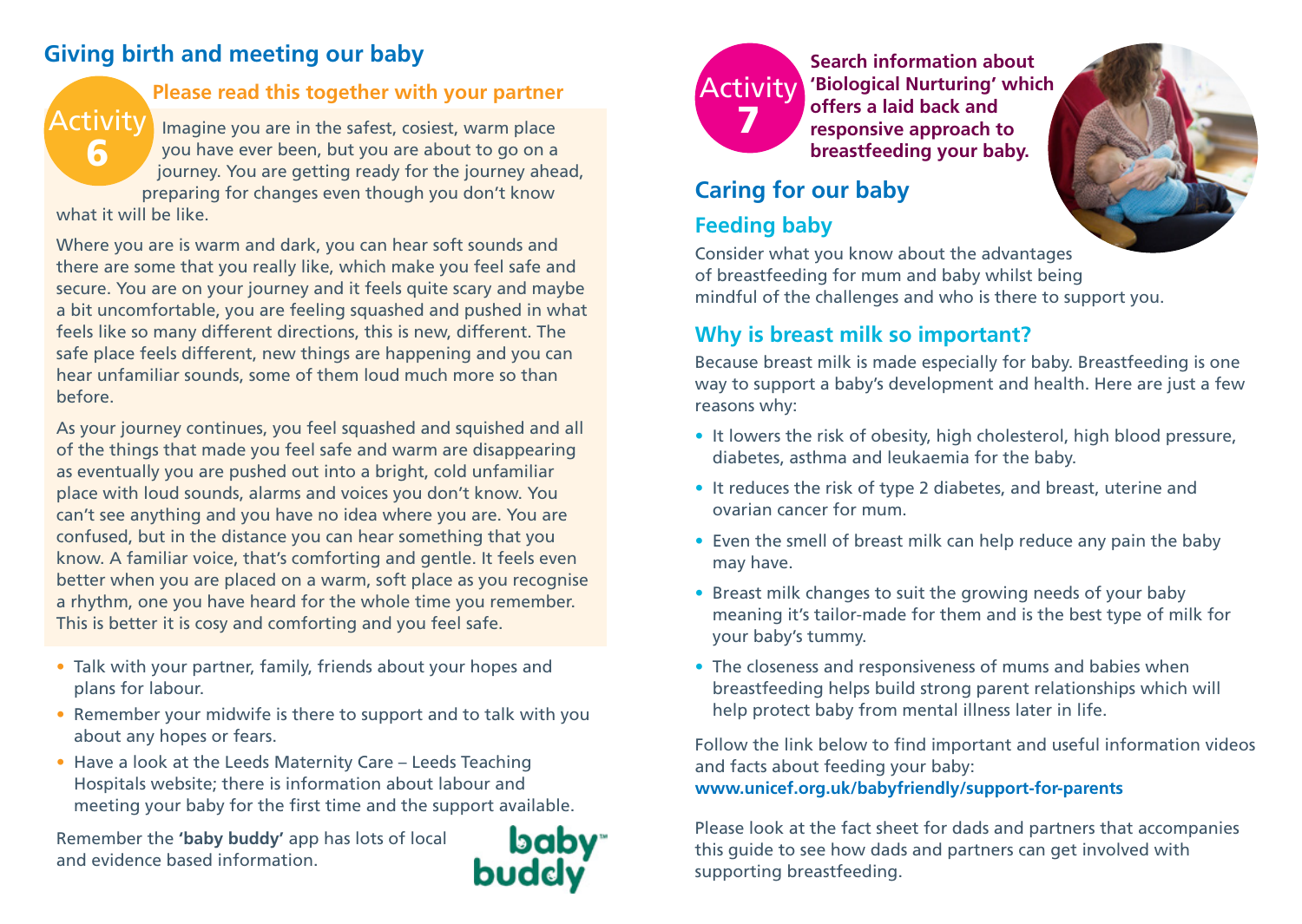## Giving birth and meeting our baby

**Activity 6**

### Please read this together with your partner

Imagine you are in the safest, cosiest, warm place you have ever been, but you are about to go on a journey. You are getting ready for the journey ahead, preparing for changes even though you don't know what it will be like.

Where you are is warm and dark, you can hear soft sounds and there are some that you really like, which make you feel safe and secure. You are on your journey and it feels quite scary and maybe a bit uncomfortable, you are feeling squashed and pushed in what feels like so many different directions, this is new, different. The safe place feels different, new things are happening and you can hear unfamiliar sounds, some of them loud much more so than before.

As your journey continues, you feel squashed and squished and all of the things that made you feel safe and warm are disappearing as eventually you are pushed out into a bright, cold unfamiliar place with loud sounds, alarms and voices you don't know. You can't see anything and you have no idea where you are. You are confused, but in the distance you can hear something that you know. A familiar voice, that's comforting and gentle. It feels even better when you are placed on a warm, soft place as you recognise a rhythm, one you have heard for the whole time you remember. This is better it is cosy and comforting and you feel safe.

- Talk with your partner, family, friends about your hopes and plans for labour.
- Remember your midwife is there to support and to talk with you about any hopes or fears.
- Have a look at the Leeds Maternity Care – Leeds Teaching Hospitals website; there is information about labour and meeting your baby for the first time and the support available.

Remember the **'baby buddy'** app has lots of local and evidence based information.

**Activity 7**

**Search information about 'Biological Nurturing' which offers a laid back and responsive approach to breastfeeding your baby.**

## Caring for our baby

### Feeding baby

Consider what you know about the advantages of breastfeeding for mum and baby whilst being mindful of the challenges and who is there to support you.

### Why is breast milk so important?

Because breast milk is made especially for baby. Breastfeeding is one way to support a baby's development and health. Here are just a few reasons why:

- It lowers the risk of obesity, high cholesterol, high blood pressure, diabetes, asthma and leukaemia for the baby.
- It reduces the risk of type 2 diabetes, and breast, uterine and ovarian cancer for mum.
- Even the smell of breast milk can help reduce any pain the baby may have.
- Breast milk changes to suit the growing needs of your baby meaning it's tailor-made for them and is the best type of milk for your baby's tummy.
- The closeness and responsiveness of mums and babies when breastfeeding helps build strong parent relationships which will help protect baby from mental illness later in life.

Follow the link below to find important and useful information videos and facts about feeding your baby:
**www.unicef.org.uk/babyfriendly/support-for-parents**

Please look at the fact sheet for dads and partners that accompanies this guide to see how dads and partners can get involved with supporting breastfeeding.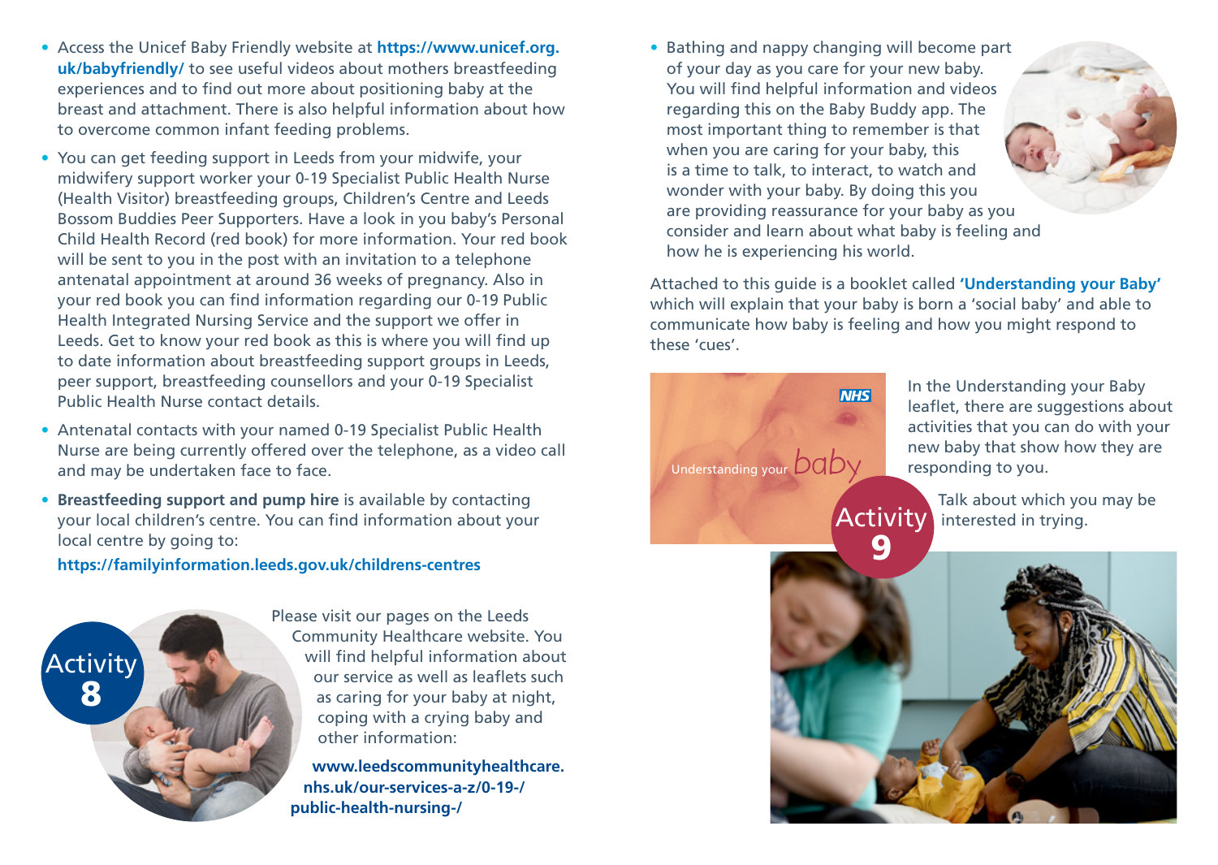- Access the Unicef Baby Friendly website at **https://www.unicef.org.uk/babyfriendly/** to see useful videos about mothers breastfeeding experiences and to find out more about positioning baby at the breast and attachment. There is also helpful information about how to overcome common infant feeding problems.
- You can get feeding support in Leeds from your midwife, your midwifery support worker your 0-19 Specialist Public Health Nurse (Health Visitor) breastfeeding groups, Children's Centre and Leeds Bossom Buddies Peer Supporters. Have a look in you baby's Personal Child Health Record (red book) for more information. Your red book will be sent to you in the post with an invitation to a telephone antenatal appointment at around 36 weeks of pregnancy. Also in your red book you can find information regarding our 0-19 Public Health Integrated Nursing Service and the support we offer in Leeds. Get to know your red book as this is where you will find up to date information about breastfeeding support groups in Leeds, peer support, breastfeeding counsellors and your 0-19 Specialist Public Health Nurse contact details.
- Antenatal contacts with your named 0-19 Specialist Public Health Nurse are being currently offered over the telephone, as a video call and may be undertaken face to face.
- **Breastfeeding support and pump hire** is available by contacting your local children's centre. You can find information about your local centre by going to:

  **https://familyinformation.leeds.gov.uk/childrens-centres**

Activity 8

Please visit our pages on the Leeds Community Healthcare website. You will find helpful information about our service as well as leaflets such as caring for your baby at night, coping with a crying baby and other information:

**www.leedscommunityhealthcare.nhs.uk/our-services-a-z/0-19-/public-health-nursing-/**

- Bathing and nappy changing will become part of your day as you care for your new baby. You will find helpful information and videos regarding this on the Baby Buddy app. The most important thing to remember is that when you are caring for your baby, this is a time to talk, to interact, to watch and wonder with your baby. By doing this you are providing reassurance for your baby as you consider and learn about what baby is feeling and how he is experiencing his world.

Attached to this guide is a booklet called **'Understanding your Baby'** which will explain that your baby is born a 'social baby' and able to communicate how baby is feeling and how you might respond to these 'cues'.

In the Understanding your Baby leaflet, there are suggestions about activities that you can do with your new baby that show how they are responding to you.

Activity 9

Talk about which you may be interested in trying.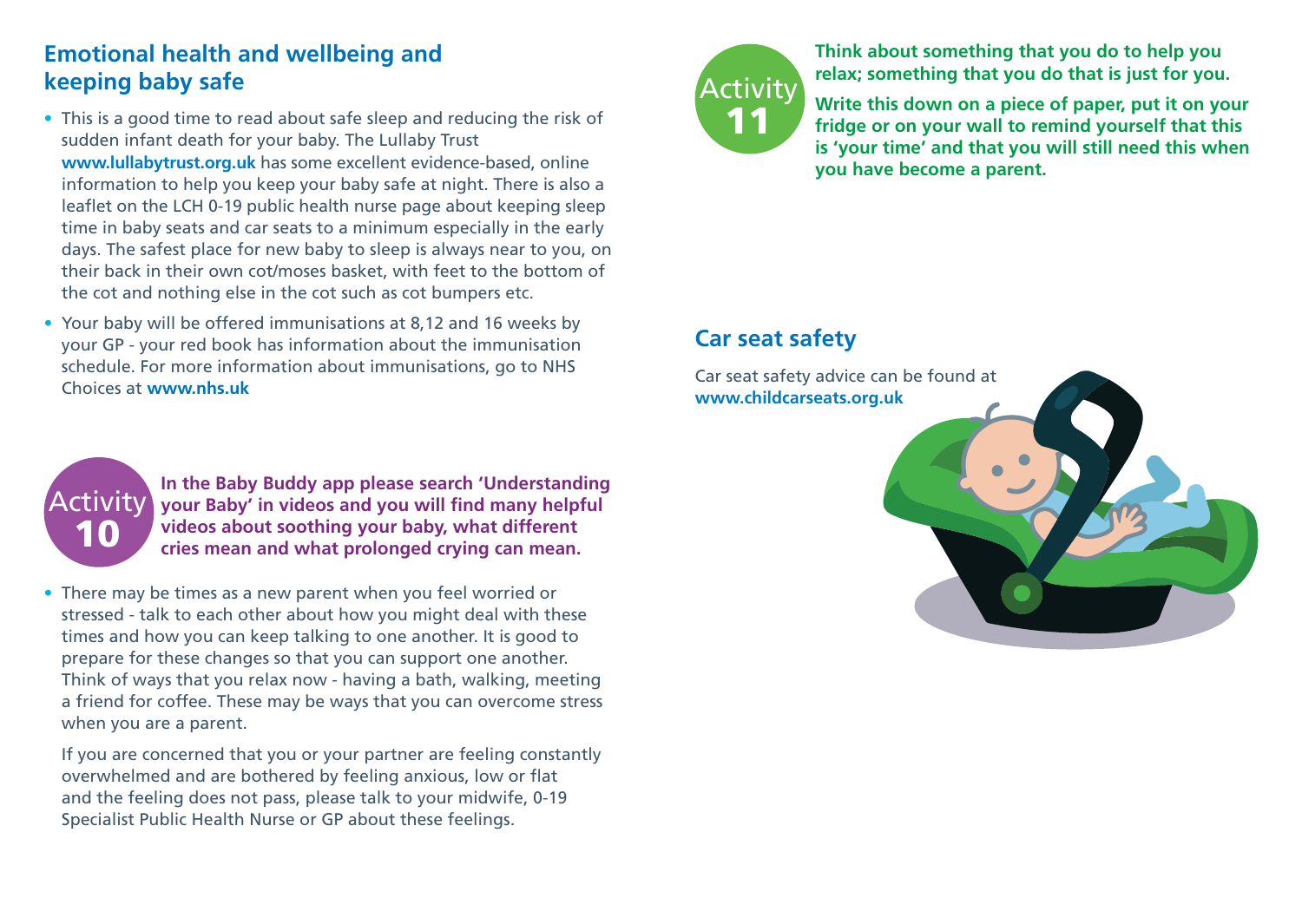## Emotional health and wellbeing and keeping baby safe

- This is a good time to read about safe sleep and reducing the risk of sudden infant death for your baby. The Lullaby Trust **www.lullabytrust.org.uk** has some excellent evidence-based, online information to help you keep your baby safe at night. There is also a leaflet on the LCH 0-19 public health nurse page about keeping sleep time in baby seats and car seats to a minimum especially in the early days. The safest place for new baby to sleep is always near to you, on their back in their own cot/moses basket, with feet to the bottom of the cot and nothing else in the cot such as cot bumpers etc.
- Your baby will be offered immunisations at 8,12 and 16 weeks by your GP - your red book has information about the immunisation schedule. For more information about immunisations, go to NHS Choices at **www.nhs.uk**

**Activity 10**

**In the Baby Buddy app please search 'Understanding your Baby' in videos and you will find many helpful videos about soothing your baby, what different cries mean and what prolonged crying can mean.**

- There may be times as a new parent when you feel worried or stressed - talk to each other about how you might deal with these times and how you can keep talking to one another. It is good to prepare for these changes so that you can support one another. Think of ways that you relax now - having a bath, walking, meeting a friend for coffee. These may be ways that you can overcome stress when you are a parent.

  If you are concerned that you or your partner are feeling constantly overwhelmed and are bothered by feeling anxious, low or flat and the feeling does not pass, please talk to your midwife, 0-19 Specialist Public Health Nurse or GP about these feelings.

**Activity 11**

**Think about something that you do to help you relax; something that you do that is just for you.**

**Write this down on a piece of paper, put it on your fridge or on your wall to remind yourself that this is 'your time' and that you will still need this when you have become a parent.**

## Car seat safety

Car seat safety advice can be found at **www.childcarseats.org.uk**